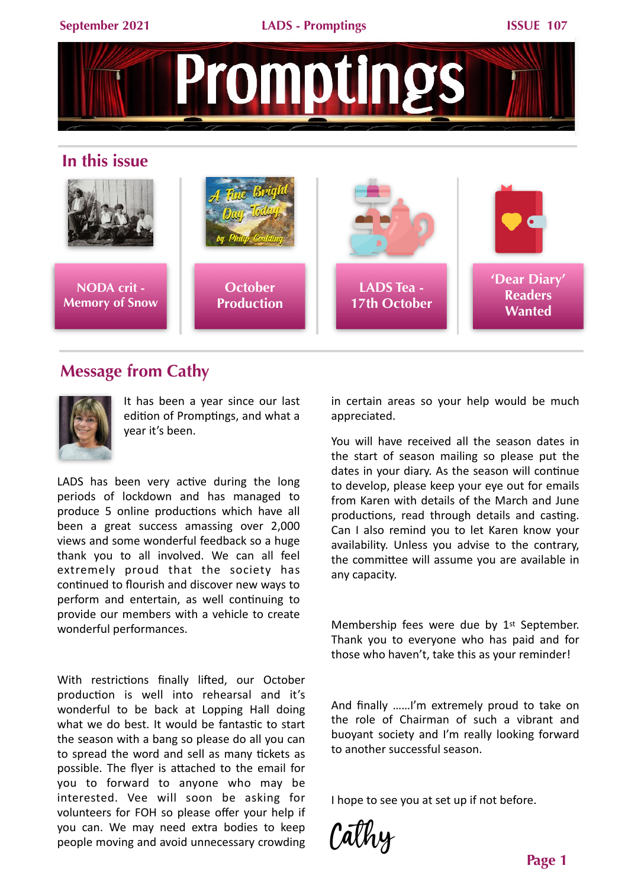# Promptings

## In this issue

- NODA crit - Memory of Snow
- October Production
- LADS Tea - 17th October
- 'Dear Diary' Readers Wanted

## Message from Cathy

It has been a year since our last edition of Promptings, and what a year it's been.

LADS has been very active during the long periods of lockdown and has managed to produce 5 online productions which have all been a great success amassing over 2,000 views and some wonderful feedback so a huge thank you to all involved. We can all feel extremely proud that the society has continued to flourish and discover new ways to perform and entertain, as well continuing to provide our members with a vehicle to create wonderful performances.

With restrictions finally lifted, our October production is well into rehearsal and it's wonderful to be back at Lopping Hall doing what we do best. It would be fantastic to start the season with a bang so please do all you can to spread the word and sell as many tickets as possible. The flyer is attached to the email for you to forward to anyone who may be interested. Vee will soon be asking for volunteers for FOH so please offer your help if you can. We may need extra bodies to keep people moving and avoid unnecessary crowding in certain areas so your help would be much appreciated.

You will have received all the season dates in the start of season mailing so please put the dates in your diary. As the season will continue to develop, please keep your eye out for emails from Karen with details of the March and June productions, read through details and casting. Can I also remind you to let Karen know your availability. Unless you advise to the contrary, the committee will assume you are available in any capacity.

Membership fees were due by 1st September. Thank you to everyone who has paid and for those who haven't, take this as your reminder!

And finally ……I'm extremely proud to take on the role of Chairman of such a vibrant and buoyant society and I'm really looking forward to another successful season.

I hope to see you at set up if not before.

*Cathy*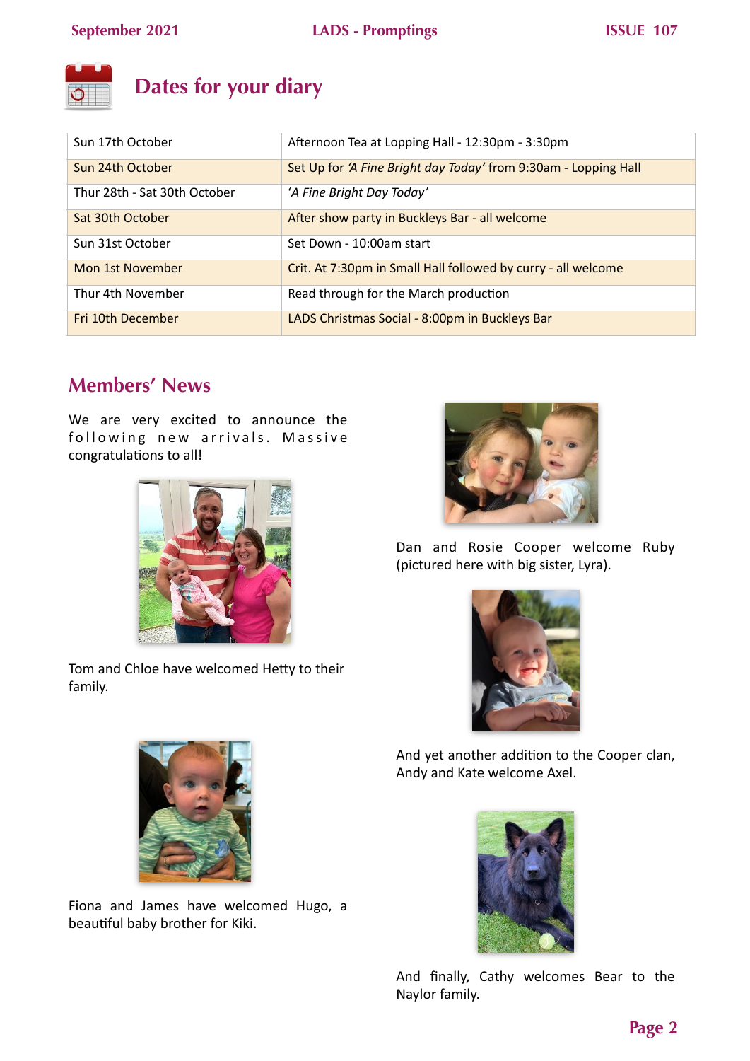## Dates for your diary

| | |
|---|---|
| Sun 17th October | Afternoon Tea at Lopping Hall - 12:30pm - 3:30pm |
| Sun 24th October | Set Up for *'A Fine Bright day Today'* from 9:30am - Lopping Hall |
| Thur 28th - Sat 30th October | *'A Fine Bright Day Today'* |
| Sat 30th October | After show party in Buckleys Bar - all welcome |
| Sun 31st October | Set Down - 10:00am start |
| Mon 1st November | Crit. At 7:30pm in Small Hall followed by curry - all welcome |
| Thur 4th November | Read through for the March production |
| Fri 10th December | LADS Christmas Social - 8:00pm in Buckleys Bar |

## Members' News

We are very excited to announce the following new arrivals. Massive congratulations to all!

Tom and Chloe have welcomed Hetty to their family.

Fiona and James have welcomed Hugo, a beautiful baby brother for Kiki.

Dan and Rosie Cooper welcome Ruby (pictured here with big sister, Lyra).

And yet another addition to the Cooper clan, Andy and Kate welcome Axel.

And finally, Cathy welcomes Bear to the Naylor family.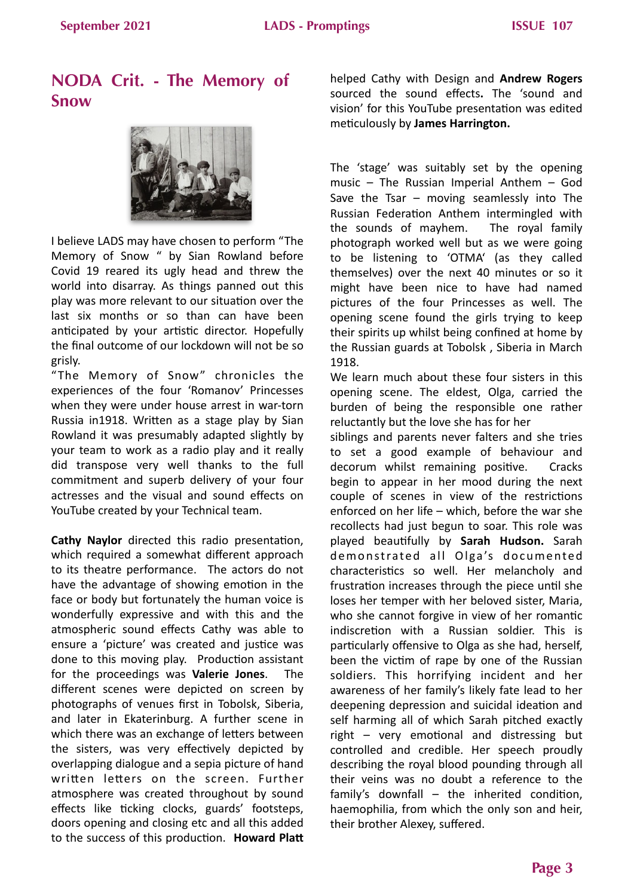## NODA Crit. - The Memory of Snow

I believe LADS may have chosen to perform "The Memory of Snow " by Sian Rowland before Covid 19 reared its ugly head and threw the world into disarray. As things panned out this play was more relevant to our situation over the last six months or so than can have been anticipated by your artistic director. Hopefully the final outcome of our lockdown will not be so grisly.

"The Memory of Snow" chronicles the experiences of the four 'Romanov' Princesses when they were under house arrest in war-torn Russia in1918. Written as a stage play by Sian Rowland it was presumably adapted slightly by your team to work as a radio play and it really did transpose very well thanks to the full commitment and superb delivery of your four actresses and the visual and sound effects on YouTube created by your Technical team.

**Cathy Naylor** directed this radio presentation, which required a somewhat different approach to its theatre performance. The actors do not have the advantage of showing emotion in the face or body but fortunately the human voice is wonderfully expressive and with this and the atmospheric sound effects Cathy was able to ensure a 'picture' was created and justice was done to this moving play. Production assistant for the proceedings was **Valerie Jones**. The different scenes were depicted on screen by photographs of venues first in Tobolsk, Siberia, and later in Ekaterinburg. A further scene in which there was an exchange of letters between the sisters, was very effectively depicted by overlapping dialogue and a sepia picture of hand written letters on the screen. Further atmosphere was created throughout by sound effects like ticking clocks, guards' footsteps, doors opening and closing etc and all this added to the success of this production. **Howard Platt** helped Cathy with Design and **Andrew Rogers** sourced the sound effects. The 'sound and vision' for this YouTube presentation was edited meticulously by **James Harrington.**

The 'stage' was suitably set by the opening music – The Russian Imperial Anthem – God Save the Tsar – moving seamlessly into The Russian Federation Anthem intermingled with the sounds of mayhem. The royal family photograph worked well but as we were going to be listening to 'OTMA' (as they called themselves) over the next 40 minutes or so it might have been nice to have had named pictures of the four Princesses as well. The opening scene found the girls trying to keep their spirits up whilst being confined at home by the Russian guards at Tobolsk , Siberia in March 1918.

We learn much about these four sisters in this opening scene. The eldest, Olga, carried the burden of being the responsible one rather reluctantly but the love she has for her siblings and parents never falters and she tries to set a good example of behaviour and decorum whilst remaining positive. Cracks begin to appear in her mood during the next couple of scenes in view of the restrictions enforced on her life – which, before the war she recollects had just begun to soar. This role was played beautifully by **Sarah Hudson.** Sarah demonstrated all Olga's documented characteristics so well. Her melancholy and frustration increases through the piece until she loses her temper with her beloved sister, Maria, who she cannot forgive in view of her romantic indiscretion with a Russian soldier. This is particularly offensive to Olga as she had, herself, been the victim of rape by one of the Russian soldiers. This horrifying incident and her awareness of her family's likely fate lead to her deepening depression and suicidal ideation and self harming all of which Sarah pitched exactly right – very emotional and distressing but controlled and credible. Her speech proudly describing the royal blood pounding through all their veins was no doubt a reference to the family's downfall – the inherited condition, haemophilia, from which the only son and heir, their brother Alexey, suffered.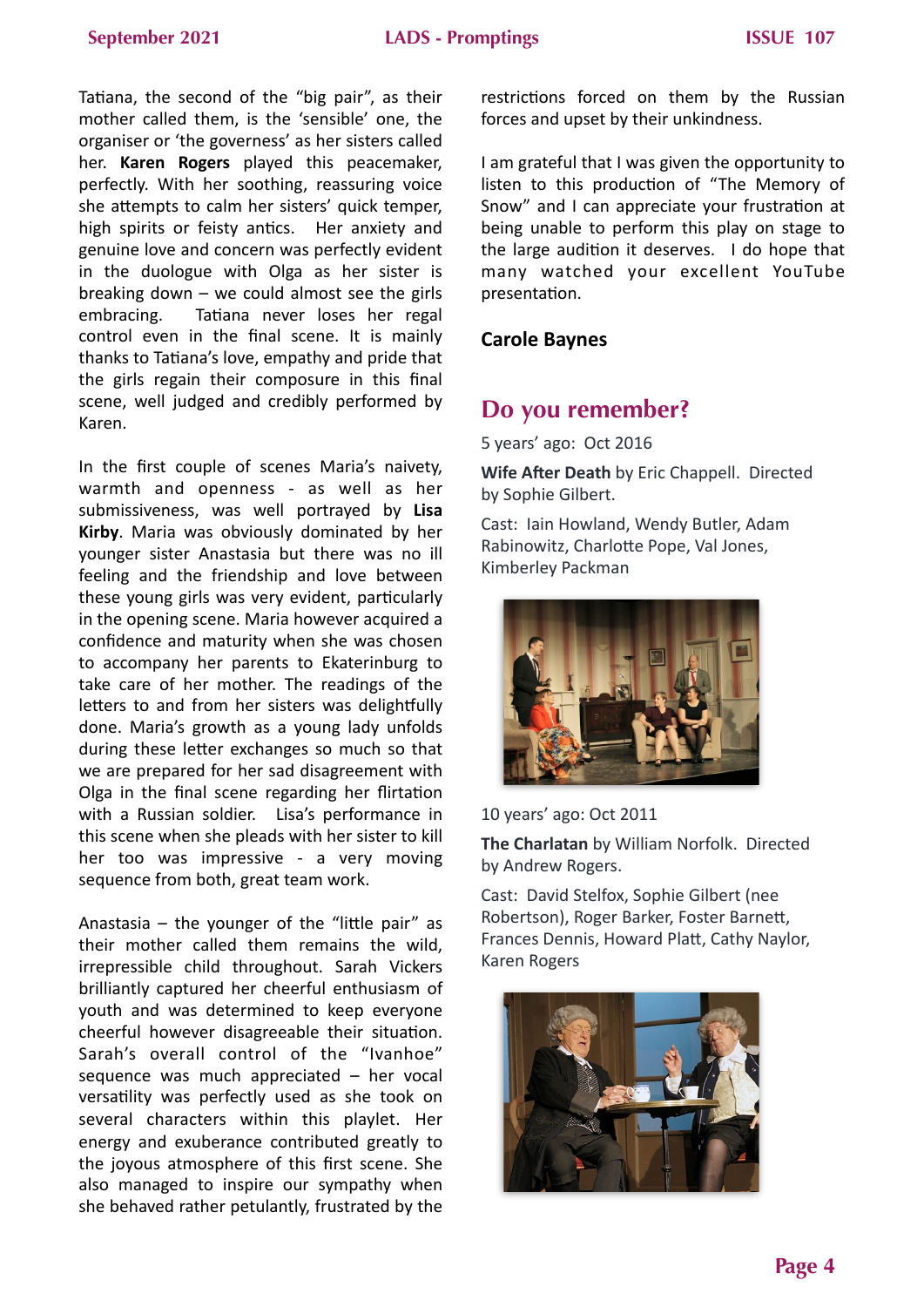Tatiana, the second of the "big pair", as their mother called them, is the 'sensible' one, the organiser or 'the governess' as her sisters called her. **Karen Rogers** played this peacemaker, perfectly. With her soothing, reassuring voice she attempts to calm her sisters' quick temper, high spirits or feisty antics. Her anxiety and genuine love and concern was perfectly evident in the duologue with Olga as her sister is breaking down – we could almost see the girls embracing. Tatiana never loses her regal control even in the final scene. It is mainly thanks to Tatiana's love, empathy and pride that the girls regain their composure in this final scene, well judged and credibly performed by Karen.

In the first couple of scenes Maria's naivety, warmth and openness - as well as her submissiveness, was well portrayed by **Lisa Kirby**. Maria was obviously dominated by her younger sister Anastasia but there was no ill feeling and the friendship and love between these young girls was very evident, particularly in the opening scene. Maria however acquired a confidence and maturity when she was chosen to accompany her parents to Ekaterinburg to take care of her mother. The readings of the letters to and from her sisters was delightfully done. Maria's growth as a young lady unfolds during these letter exchanges so much so that we are prepared for her sad disagreement with Olga in the final scene regarding her flirtation with a Russian soldier. Lisa's performance in this scene when she pleads with her sister to kill her too was impressive - a very moving sequence from both, great team work.

Anastasia – the younger of the "little pair" as their mother called them remains the wild, irrepressible child throughout. Sarah Vickers brilliantly captured her cheerful enthusiasm of youth and was determined to keep everyone cheerful however disagreeable their situation. Sarah's overall control of the "Ivanhoe" sequence was much appreciated – her vocal versatility was perfectly used as she took on several characters within this playlet. Her energy and exuberance contributed greatly to the joyous atmosphere of this first scene. She also managed to inspire our sympathy when she behaved rather petulantly, frustrated by the restrictions forced on them by the Russian forces and upset by their unkindness.

I am grateful that I was given the opportunity to listen to this production of "The Memory of Snow" and I can appreciate your frustration at being unable to perform this play on stage to the large audition it deserves. I do hope that many watched your excellent YouTube presentation.

**Carole Baynes**

## Do you remember?

5 years' ago: Oct 2016

**Wife After Death** by Eric Chappell. Directed by Sophie Gilbert.

Cast: Iain Howland, Wendy Butler, Adam Rabinowitz, Charlotte Pope, Val Jones, Kimberley Packman

10 years' ago: Oct 2011

**The Charlatan** by William Norfolk. Directed by Andrew Rogers.

Cast: David Stelfox, Sophie Gilbert (nee Robertson), Roger Barker, Foster Barnett, Frances Dennis, Howard Platt, Cathy Naylor, Karen Rogers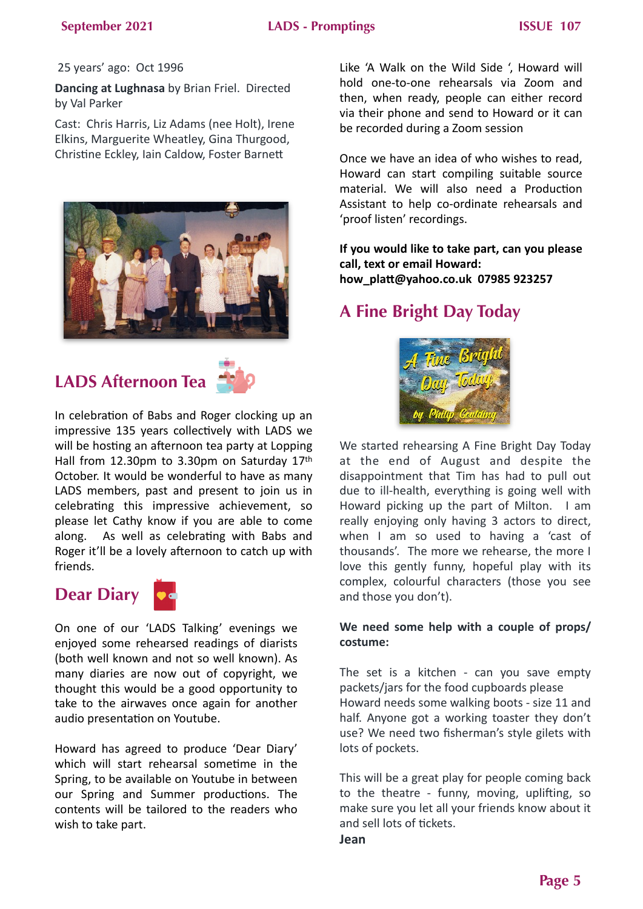25 years' ago: Oct 1996

**Dancing at Lughnasa** by Brian Friel. Directed by Val Parker

Cast: Chris Harris, Liz Adams (nee Holt), Irene Elkins, Marguerite Wheatley, Gina Thurgood, Christine Eckley, Iain Caldow, Foster Barnett

## LADS Afternoon Tea

In celebration of Babs and Roger clocking up an impressive 135 years collectively with LADS we will be hosting an afternoon tea party at Lopping Hall from 12.30pm to 3.30pm on Saturday 17th October. It would be wonderful to have as many LADS members, past and present to join us in celebrating this impressive achievement, so please let Cathy know if you are able to come along. As well as celebrating with Babs and Roger it'll be a lovely afternoon to catch up with friends.

## Dear Diary

On one of our 'LADS Talking' evenings we enjoyed some rehearsed readings of diarists (both well known and not so well known). As many diaries are now out of copyright, we thought this would be a good opportunity to take to the airwaves once again for another audio presentation on Youtube.

Howard has agreed to produce 'Dear Diary' which will start rehearsal sometime in the Spring, to be available on Youtube in between our Spring and Summer productions. The contents will be tailored to the readers who wish to take part.

Like 'A Walk on the Wild Side ', Howard will hold one-to-one rehearsals via Zoom and then, when ready, people can either record via their phone and send to Howard or it can be recorded during a Zoom session

Once we have an idea of who wishes to read, Howard can start compiling suitable source material. We will also need a Production Assistant to help co-ordinate rehearsals and 'proof listen' recordings.

**If you would like to take part, can you please call, text or email Howard: how_platt@yahoo.co.uk 07985 923257**

## A Fine Bright Day Today

A Fine Bright Day Today by Philip Goulding

We started rehearsing A Fine Bright Day Today at the end of August and despite the disappointment that Tim has had to pull out due to ill-health, everything is going well with Howard picking up the part of Milton. I am really enjoying only having 3 actors to direct, when I am so used to having a 'cast of thousands'. The more we rehearse, the more I love this gently funny, hopeful play with its complex, colourful characters (those you see and those you don't).

**We need some help with a couple of props/ costume:**

The set is a kitchen - can you save empty packets/jars for the food cupboards please
Howard needs some walking boots - size 11 and half. Anyone got a working toaster they don't use? We need two fisherman's style gilets with lots of pockets.

This will be a great play for people coming back to the theatre - funny, moving, uplifting, so make sure you let all your friends know about it and sell lots of tickets.

**Jean**